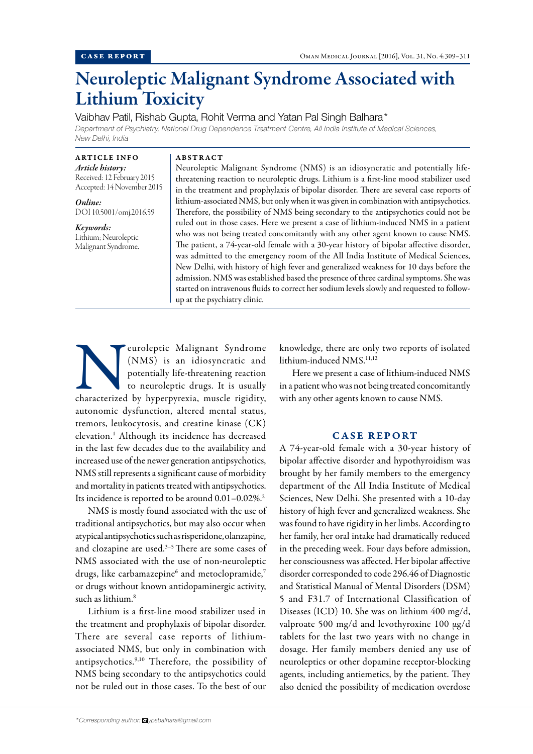CASE REPORT

# Neuroleptic Malignant Syndrome Associated with Lithium Toxicity

Vaibhav Patil, Rishab Gupta, Rohit Verma and Yatan Pal Singh Balhara*

*Department of Psychiatry, National Drug Dependence Treatment Centre, All India Institute of Medical Sciences, New Delhi, India*

**ARTICLE INFO**

***Article history:***
Received: 12 February 2015
Accepted: 14 November 2015

***Online:***
DOI 10.5001/omj.2016.59

***Keywords:***
Lithium; Neuroleptic Malignant Syndrome.

**ABSTRACT**

Neuroleptic Malignant Syndrome (NMS) is an idiosyncratic and potentially life-threatening reaction to neuroleptic drugs. Lithium is a first-line mood stabilizer used in the treatment and prophylaxis of bipolar disorder. There are several case reports of lithium-associated NMS, but only when it was given in combination with antipsychotics. Therefore, the possibility of NMS being secondary to the antipsychotics could not be ruled out in those cases. Here we present a case of lithium-induced NMS in a patient who was not being treated concomitantly with any other agent known to cause NMS. The patient, a 74-year-old female with a 30-year history of bipolar affective disorder, was admitted to the emergency room of the All India Institute of Medical Sciences, New Delhi, with history of high fever and generalized weakness for 10 days before the admission. NMS was established based the presence of three cardinal symptoms. She was started on intravenous fluids to correct her sodium levels slowly and requested to follow-up at the psychiatry clinic.

Neuroleptic Malignant Syndrome (NMS) is an idiosyncratic and potentially life-threatening reaction to neuroleptic drugs. It is usually characterized by hyperpyrexia, muscle rigidity, autonomic dysfunction, altered mental status, tremors, leukocytosis, and creatine kinase (CK) elevation.[1] Although its incidence has decreased in the last few decades due to the availability and increased use of the newer generation antipsychotics, NMS still represents a significant cause of morbidity and mortality in patients treated with antipsychotics. Its incidence is reported to be around 0.01–0.02%.[2]

NMS is mostly found associated with the use of traditional antipsychotics, but may also occur when atypical antipsychotics such as risperidone, olanzapine, and clozapine are used.[3–5] There are some cases of NMS associated with the use of non-neuroleptic drugs, like carbamazepine[6] and metoclopramide,[7] or drugs without known antidopaminergic activity, such as lithium.[8]

Lithium is a first-line mood stabilizer used in the treatment and prophylaxis of bipolar disorder. There are several case reports of lithium-associated NMS, but only in combination with antipsychotics.[9,10] Therefore, the possibility of NMS being secondary to the antipsychotics could not be ruled out in those cases. To the best of our knowledge, there are only two reports of isolated lithium-induced NMS.[11,12]

Here we present a case of lithium-induced NMS in a patient who was not being treated concomitantly with any other agents known to cause NMS.

## CASE REPORT

A 74-year-old female with a 30-year history of bipolar affective disorder and hypothyroidism was brought by her family members to the emergency department of the All India Institute of Medical Sciences, New Delhi. She presented with a 10-day history of high fever and generalized weakness. She was found to have rigidity in her limbs. According to her family, her oral intake had dramatically reduced in the preceding week. Four days before admission, her consciousness was affected. Her bipolar affective disorder corresponded to code 296.46 of Diagnostic and Statistical Manual of Mental Disorders (DSM) 5 and F31.7 of International Classification of Diseases (ICD) 10. She was on lithium 400 mg/d, valproate 500 mg/d and levothyroxine 100 μg/d tablets for the last two years with no change in dosage. Her family members denied any use of neuroleptics or other dopamine receptor-blocking agents, including antiemetics, by the patient. They also denied the possibility of medication overdose

*Corresponding author: ypsbalhara@gmail.com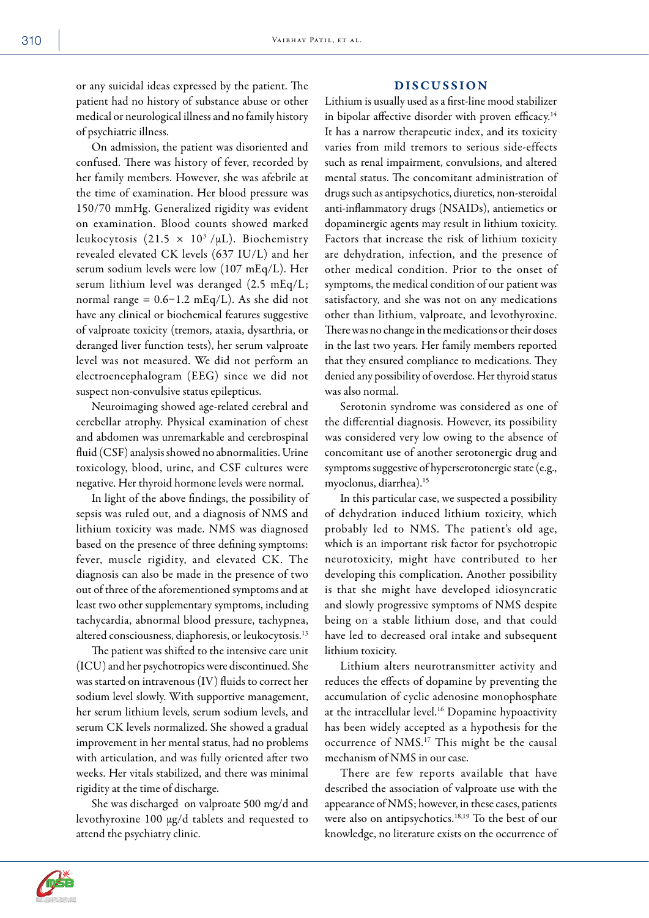or any suicidal ideas expressed by the patient. The patient had no history of substance abuse or other medical or neurological illness and no family history of psychiatric illness.

On admission, the patient was disoriented and confused. There was history of fever, recorded by her family members. However, she was afebrile at the time of examination. Her blood pressure was 150/70 mmHg. Generalized rigidity was evident on examination. Blood counts showed marked leukocytosis ($21.5 \times 10^3$ /µL). Biochemistry revealed elevated CK levels (637 IU/L) and her serum sodium levels were low (107 mEq/L). Her serum lithium level was deranged (2.5 mEq/L; normal range = 0.6–1.2 mEq/L). As she did not have any clinical or biochemical features suggestive of valproate toxicity (tremors, ataxia, dysarthria, or deranged liver function tests), her serum valproate level was not measured. We did not perform an electroencephalogram (EEG) since we did not suspect non-convulsive status epilepticus.

Neuroimaging showed age-related cerebral and cerebellar atrophy. Physical examination of chest and abdomen was unremarkable and cerebrospinal fluid (CSF) analysis showed no abnormalities. Urine toxicology, blood, urine, and CSF cultures were negative. Her thyroid hormone levels were normal.

In light of the above findings, the possibility of sepsis was ruled out, and a diagnosis of NMS and lithium toxicity was made. NMS was diagnosed based on the presence of three defining symptoms: fever, muscle rigidity, and elevated CK. The diagnosis can also be made in the presence of two out of three of the aforementioned symptoms and at least two other supplementary symptoms, including tachycardia, abnormal blood pressure, tachypnea, altered consciousness, diaphoresis, or leukocytosis.[13]

The patient was shifted to the intensive care unit (ICU) and her psychotropics were discontinued. She was started on intravenous (IV) fluids to correct her sodium level slowly. With supportive management, her serum lithium levels, serum sodium levels, and serum CK levels normalized. She showed a gradual improvement in her mental status, had no problems with articulation, and was fully oriented after two weeks. Her vitals stabilized, and there was minimal rigidity at the time of discharge.

She was discharged on valproate 500 mg/d and levothyroxine 100 µg/d tablets and requested to attend the psychiatry clinic.

## DISCUSSION

Lithium is usually used as a first-line mood stabilizer in bipolar affective disorder with proven efficacy.[14] It has a narrow therapeutic index, and its toxicity varies from mild tremors to serious side-effects such as renal impairment, convulsions, and altered mental status. The concomitant administration of drugs such as antipsychotics, diuretics, non-steroidal anti-inflammatory drugs (NSAIDs), antiemetics or dopaminergic agents may result in lithium toxicity. Factors that increase the risk of lithium toxicity are dehydration, infection, and the presence of other medical condition. Prior to the onset of symptoms, the medical condition of our patient was satisfactory, and she was not on any medications other than lithium, valproate, and levothyroxine. There was no change in the medications or their doses in the last two years. Her family members reported that they ensured compliance to medications. They denied any possibility of overdose. Her thyroid status was also normal.

Serotonin syndrome was considered as one of the differential diagnosis. However, its possibility was considered very low owing to the absence of concomitant use of another serotonergic drug and symptoms suggestive of hyperserotonergic state (e.g., myoclonus, diarrhea).[15]

In this particular case, we suspected a possibility of dehydration induced lithium toxicity, which probably led to NMS. The patient's old age, which is an important risk factor for psychotropic neurotoxicity, might have contributed to her developing this complication. Another possibility is that she might have developed idiosyncratic and slowly progressive symptoms of NMS despite being on a stable lithium dose, and that could have led to decreased oral intake and subsequent lithium toxicity.

Lithium alters neurotransmitter activity and reduces the effects of dopamine by preventing the accumulation of cyclic adenosine monophosphate at the intracellular level.[16] Dopamine hypoactivity has been widely accepted as a hypothesis for the occurrence of NMS.[17] This might be the causal mechanism of NMS in our case.

There are few reports available that have described the association of valproate use with the appearance of NMS; however, in these cases, patients were also on antipsychotics.[18,19] To the best of our knowledge, no literature exists on the occurrence of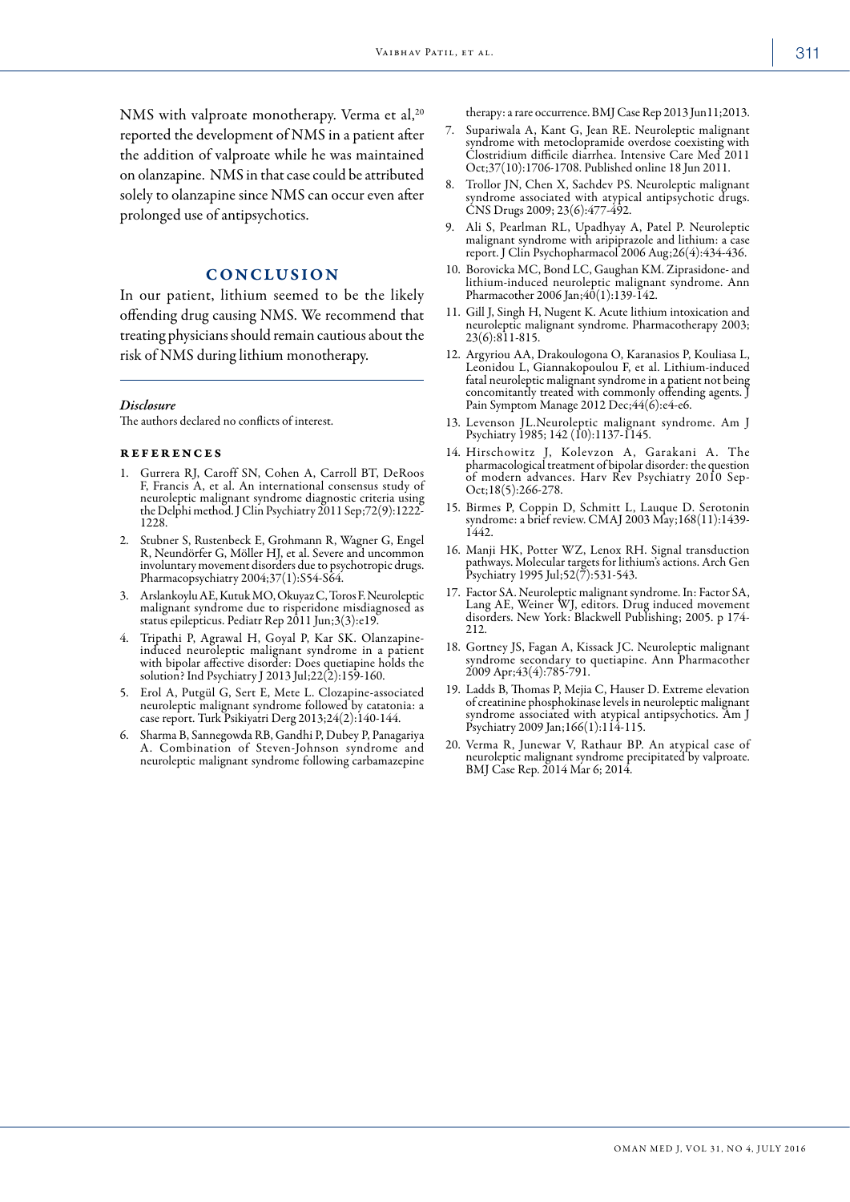NMS with valproate monotherapy. Verma et al,[20] reported the development of NMS in a patient after the addition of valproate while he was maintained on olanzapine. NMS in that case could be attributed solely to olanzapine since NMS can occur even after prolonged use of antipsychotics.

## CONCLUSION

In our patient, lithium seemed to be the likely offending drug causing NMS. We recommend that treating physicians should remain cautious about the risk of NMS during lithium monotherapy.

### *Disclosure*

The authors declared no conflicts of interest.

## REFERENCES

1. Gurrera RJ, Caroff SN, Cohen A, Carroll BT, DeRoos F, Francis A, et al. An international consensus study of neuroleptic malignant syndrome diagnostic criteria using the Delphi method. J Clin Psychiatry 2011 Sep;72(9):1222-1228.
2. Stubner S, Rustenbeck E, Grohmann R, Wagner G, Engel R, Neundörfer G, Möller HJ, et al. Severe and uncommon involuntary movement disorders due to psychotropic drugs. Pharmacopsychiatry 2004;37(1):S54-S64.
3. Arslankoylu AE, Kutuk MO, Okuyaz C, Toros F. Neuroleptic malignant syndrome due to risperidone misdiagnosed as status epilepticus. Pediatr Rep 2011 Jun;3(3):e19.
4. Tripathi P, Agrawal H, Goyal P, Kar SK. Olanzapine-induced neuroleptic malignant syndrome in a patient with bipolar affective disorder: Does quetiapine holds the solution? Ind Psychiatry J 2013 Jul;22(2):159-160.
5. Erol A, Putgül G, Sert E, Mete L. Clozapine-associated neuroleptic malignant syndrome followed by catatonia: a case report. Turk Psikiyatri Derg 2013;24(2):140-144.
6. Sharma B, Sannegowda RB, Gandhi P, Dubey P, Panagariya A. Combination of Steven-Johnson syndrome and neuroleptic malignant syndrome following carbamazepine therapy: a rare occurrence. BMJ Case Rep 2013 Jun11;2013.
7. Supariwala A, Kant G, Jean RE. Neuroleptic malignant syndrome with metoclopramide overdose coexisting with Clostridium difficile diarrhea. Intensive Care Med 2011 Oct;37(10):1706-1708. Published online 18 Jun 2011.
8. Trollor JN, Chen X, Sachdev PS. Neuroleptic malignant syndrome associated with atypical antipsychotic drugs. CNS Drugs 2009; 23(6):477-492.
9. Ali S, Pearlman RL, Upadhyay A, Patel P. Neuroleptic malignant syndrome with aripiprazole and lithium: a case report. J Clin Psychopharmacol 2006 Aug;26(4):434-436.
10. Borovicka MC, Bond LC, Gaughan KM. Ziprasidone- and lithium-induced neuroleptic malignant syndrome. Ann Pharmacother 2006 Jan;40(1):139-142.
11. Gill J, Singh H, Nugent K. Acute lithium intoxication and neuroleptic malignant syndrome. Pharmacotherapy 2003; 23(6):811-815.
12. Argyriou AA, Drakoulogona O, Karanasios P, Kouliasa L, Leonidou L, Giannakopoulou F, et al. Lithium-induced fatal neuroleptic malignant syndrome in a patient not being concomitantly treated with commonly offending agents. J Pain Symptom Manage 2012 Dec;44(6):e4-e6.
13. Levenson JL.Neuroleptic malignant syndrome. Am J Psychiatry 1985; 142 (10):1137-1145.
14. Hirschowitz J, Kolevzon A, Garakani A. The pharmacological treatment of bipolar disorder: the question of modern advances. Harv Rev Psychiatry 2010 Sep-Oct;18(5):266-278.
15. Birmes P, Coppin D, Schmitt L, Lauque D. Serotonin syndrome: a brief review. CMAJ 2003 May;168(11):1439-1442.
16. Manji HK, Potter WZ, Lenox RH. Signal transduction pathways. Molecular targets for lithium's actions. Arch Gen Psychiatry 1995 Jul;52(7):531-543.
17. Factor SA. Neuroleptic malignant syndrome. In: Factor SA, Lang AE, Weiner WJ, editors. Drug induced movement disorders. New York: Blackwell Publishing; 2005. p 174-212.
18. Gortney JS, Fagan A, Kissack JC. Neuroleptic malignant syndrome secondary to quetiapine. Ann Pharmacother 2009 Apr;43(4):785-791.
19. Ladds B, Thomas P, Mejia C, Hauser D. Extreme elevation of creatinine phosphokinase levels in neuroleptic malignant syndrome associated with atypical antipsychotics. Am J Psychiatry 2009 Jan;166(1):114-115.
20. Verma R, Junewar V, Rathaur BP. An atypical case of neuroleptic malignant syndrome precipitated by valproate. BMJ Case Rep. 2014 Mar 6; 2014.